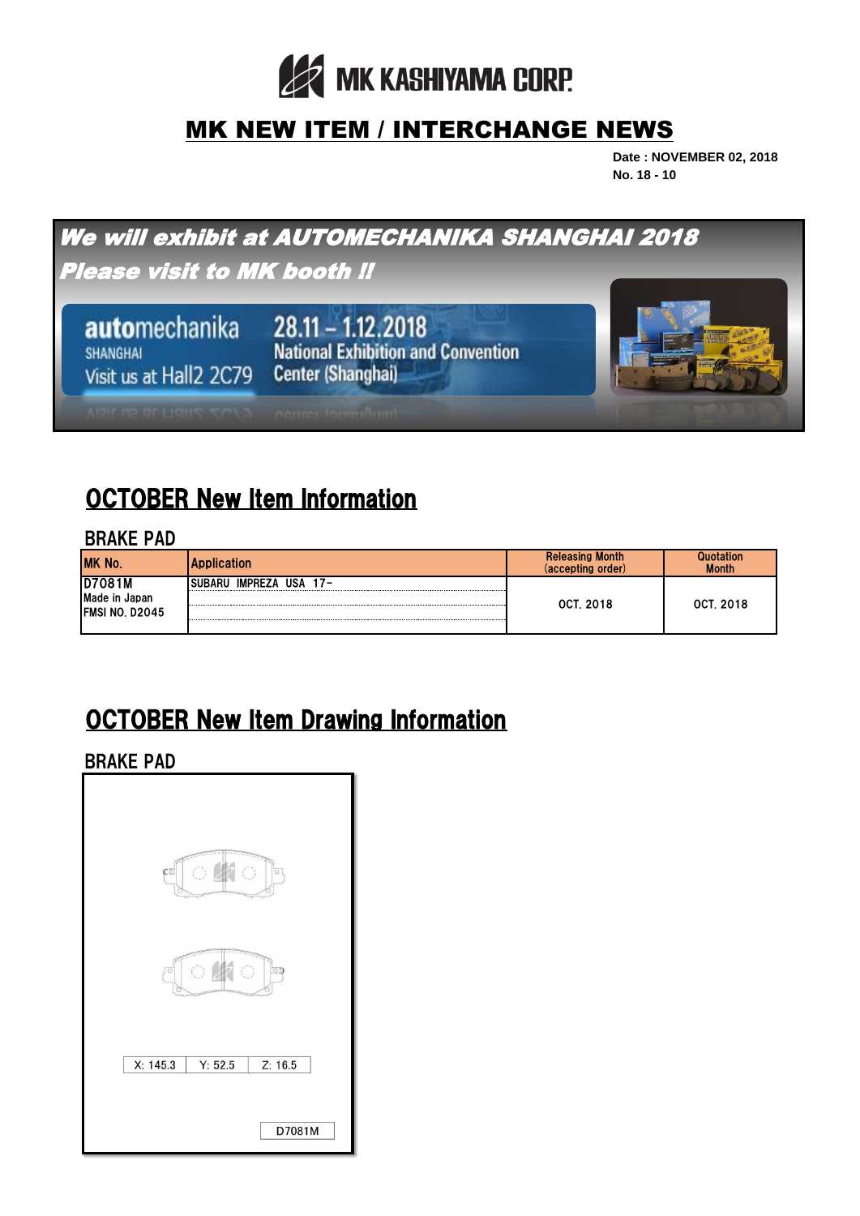MK KASHIYAMA CORP.

# MK NEW ITEM / INTERCHANGE NEWS

**Date : NOVEMBER 02, 2018**
**No. 18 - 10**

***We will exhibit at AUTOMECHANIKA SHANGHAI 2018***
***Please visit to MK booth !!***

automechanika SHANGHAI
Visit us at Hall2 2C79

28.11 – 1.12.2018
National Exhibition and Convention Center (Shanghai)

## OCTOBER New Item Information

### BRAKE PAD

| MK No. | Application | Releasing Month (accepting order) | Quotation Month |
|---|---|---|---|
| D7081M<br>Made in Japan<br>FMSI NO. D2045 | SUBARU IMPREZA USA 17- | OCT. 2018 | OCT. 2018 |

## OCTOBER New Item Drawing Information

### BRAKE PAD

| X: 145.3 | Y: 52.5 | Z: 16.5 |
|---|---|---|

D7081M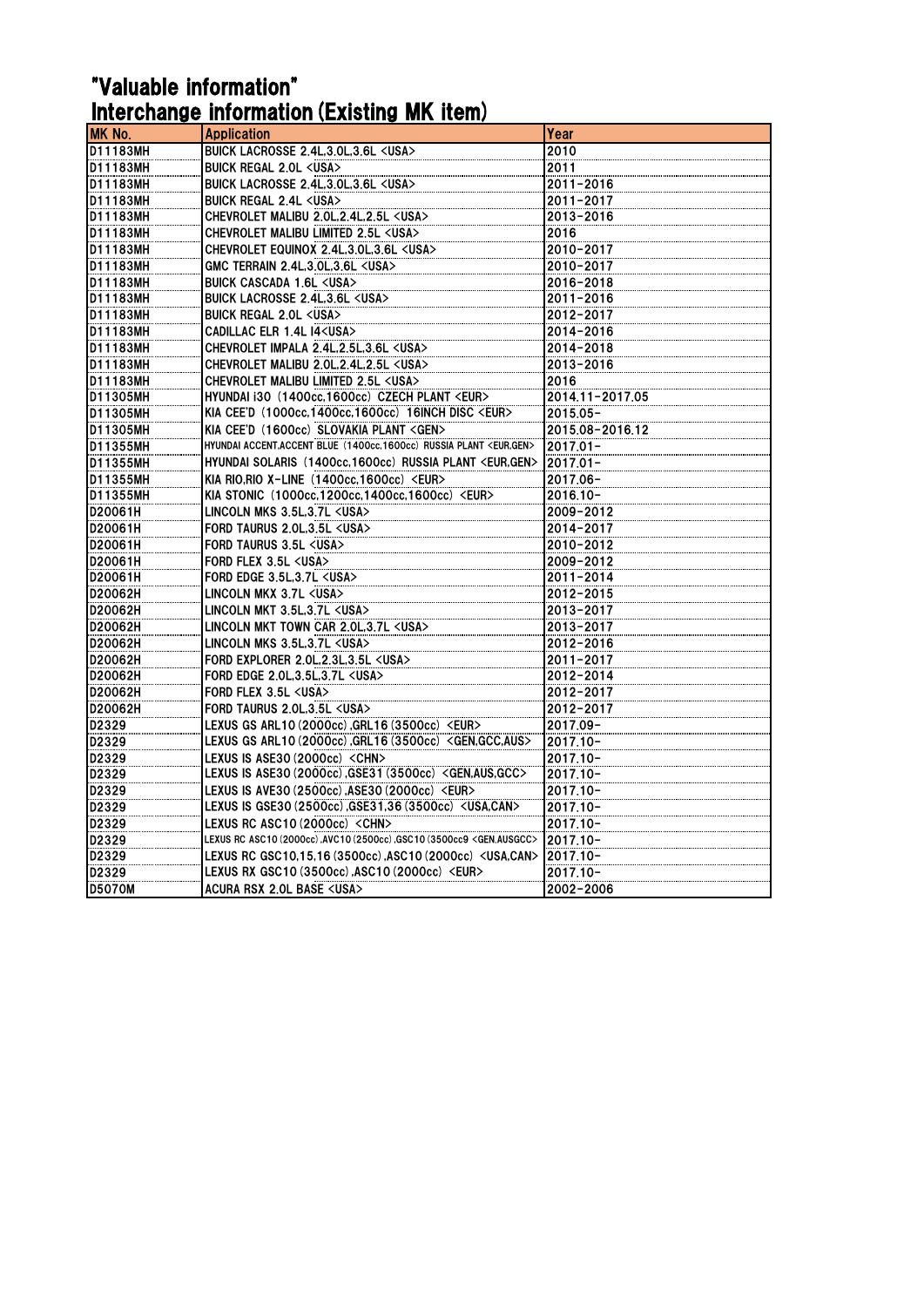# "Valuable information"
# Interchange information (Existing MK item)

| MK No. | Application | Year |
|---|---|---|
| D11183MH | BUICK LACROSSE 2.4L,3.0L,3.6L <USA> | 2010 |
| D11183MH | BUICK REGAL 2.0L <USA> | 2011 |
| D11183MH | BUICK LACROSSE 2.4L,3.0L,3.6L <USA> | 2011-2016 |
| D11183MH | BUICK REGAL 2.4L <USA> | 2011-2017 |
| D11183MH | CHEVROLET MALIBU 2.0L,2.4L,2.5L <USA> | 2013-2016 |
| D11183MH | CHEVROLET MALIBU LIMITED 2.5L <USA> | 2016 |
| D11183MH | CHEVROLET EQUINOX 2.4L,3.0L,3.6L <USA> | 2010-2017 |
| D11183MH | GMC TERRAIN 2.4L,3.0L,3.6L <USA> | 2010-2017 |
| D11183MH | BUICK CASCADA 1.6L <USA> | 2016-2018 |
| D11183MH | BUICK LACROSSE 2.4L,3.6L <USA> | 2011-2016 |
| D11183MH | BUICK REGAL 2.0L <USA> | 2012-2017 |
| D11183MH | CADILLAC ELR 1.4L I4<USA> | 2014-2016 |
| D11183MH | CHEVROLET IMPALA 2.4L,2.5L,3.6L <USA> | 2014-2018 |
| D11183MH | CHEVROLET MALIBU 2.0L,2.4L,2.5L <USA> | 2013-2016 |
| D11183MH | CHEVROLET MALIBU LIMITED 2.5L <USA> | 2016 |
| D11305MH | HYUNDAI i30 (1400cc,1600cc) CZECH PLANT <EUR> | 2014.11-2017.05 |
| D11305MH | KIA CEE'D (1000cc,1400cc,1600cc) 16INCH DISC <EUR> | 2015.05- |
| D11305MH | KIA CEE'D (1600cc) SLOVAKIA PLANT <GEN> | 2015.08-2016.12 |
| D11355MH | HYUNDAI ACCENT,ACCENT BLUE (1400cc,1600cc) RUSSIA PLANT <EUR,GEN> | 2017.01- |
| D11355MH | HYUNDAI SOLARIS (1400cc,1600cc) RUSSIA PLANT <EUR,GEN> | 2017.01- |
| D11355MH | KIA RIO,RIO X-LINE (1400cc,1600cc) <EUR> | 2017.06- |
| D11355MH | KIA STONIC (1000cc,1200cc,1400cc,1600cc) <EUR> | 2016.10- |
| D20061H | LINCOLN MKS 3.5L,3.7L <USA> | 2009-2012 |
| D20061H | FORD TAURUS 2.0L,3.5L <USA> | 2014-2017 |
| D20061H | FORD TAURUS 3.5L <USA> | 2010-2012 |
| D20061H | FORD FLEX 3.5L <USA> | 2009-2012 |
| D20061H | FORD EDGE 3.5L,3.7L <USA> | 2011-2014 |
| D20062H | LINCOLN MKX 3.7L <USA> | 2012-2015 |
| D20062H | LINCOLN MKT 3.5L,3.7L <USA> | 2013-2017 |
| D20062H | LINCOLN MKT TOWN CAR 2.0L,3.7L <USA> | 2013-2017 |
| D20062H | LINCOLN MKS 3.5L,3.7L <USA> | 2012-2016 |
| D20062H | FORD EXPLORER 2.0L,2.3L,3.5L <USA> | 2011-2017 |
| D20062H | FORD EDGE 2.0L,3.5L,3.7L <USA> | 2012-2014 |
| D20062H | FORD FLEX 3.5L <USA> | 2012-2017 |
| D20062H | FORD TAURUS 2.0L,3.5L <USA> | 2012-2017 |
| D2329 | LEXUS GS ARL10 (2000cc) ,GRL16 (3500cc) <EUR> | 2017.09- |
| D2329 | LEXUS GS ARL10 (2000cc) ,GRL16 (3500cc) <GEN,GCC,AUS> | 2017.10- |
| D2329 | LEXUS IS ASE30 (2000cc) <CHN> | 2017.10- |
| D2329 | LEXUS IS ASE30 (2000cc) ,GSE31 (3500cc) <GEN,AUS,GCC> | 2017.10- |
| D2329 | LEXUS IS AVE30 (2500cc) ,ASE30 (2000cc) <EUR> | 2017.10- |
| D2329 | LEXUS IS GSE30 (2500cc) ,GSE31,36 (3500cc) <USA,CAN> | 2017.10- |
| D2329 | LEXUS RC ASC10 (2000cc) <CHN> | 2017.10- |
| D2329 | LEXUS RC ASC10 (2000cc) ,AVC10 (2500cc) ,GSC10 (3500cc9 <GEN,AUSGCC> | 2017.10- |
| D2329 | LEXUS RC GSC10,15,16 (3500cc) ,ASC10 (2000cc) <USA,CAN> | 2017.10- |
| D2329 | LEXUS RX GSC10 (3500cc) ,ASC10 (2000cc) <EUR> | 2017.10- |
| D5070M | ACURA RSX 2.0L BASE <USA> | 2002-2006 |